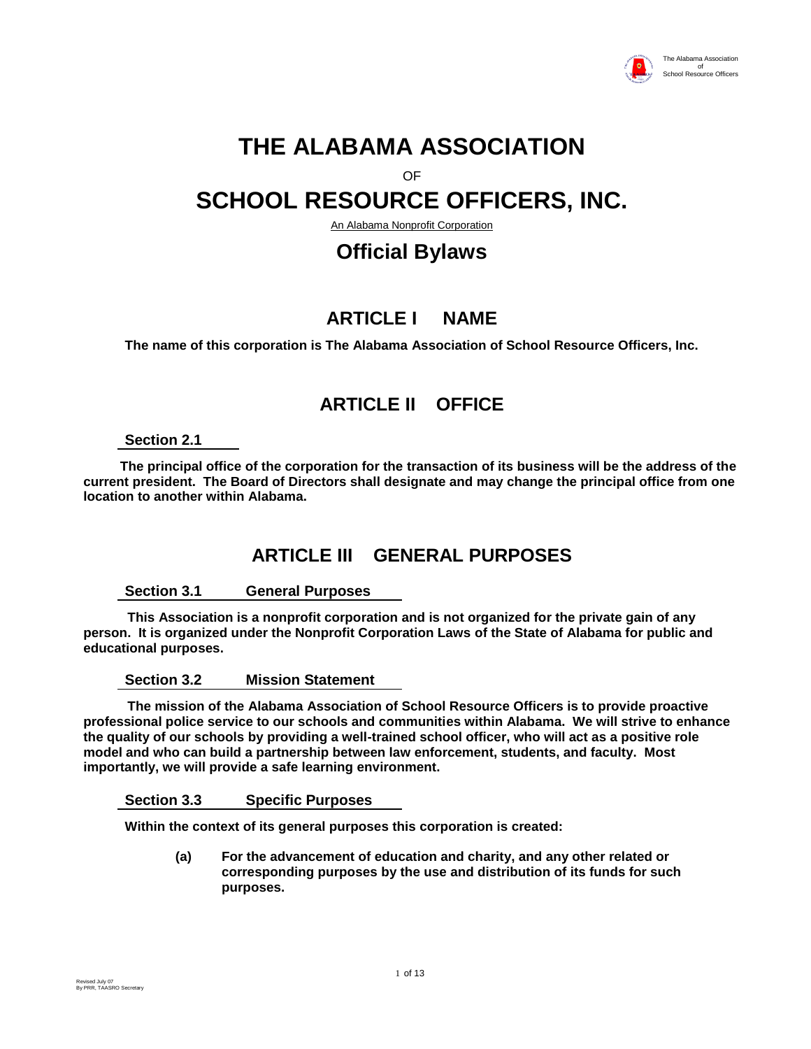# THE ALABAMA ASSOCIATION

OF

# SCHOOL RESOURCE OFFICERS, INC.

An Alabama Nonprofit Corporation

## Official Bylaws

## ARTICLE I NAME

**The name of this corporation is The Alabama Association of School Resource Officers, Inc.**

## ARTICLE II OFFICE

### Section 2.1

**The principal office of the corporation for the transaction of its business will be the address of the current president. The Board of Directors shall designate and may change the principal office from one location to another within Alabama.**

## ARTICLE III GENERAL PURPOSES

### Section 3.1 General Purposes

**This Association is a nonprofit corporation and is not organized for the private gain of any person. It is organized under the Nonprofit Corporation Laws of the State of Alabama for public and educational purposes.**

### Section 3.2 Mission Statement

**The mission of the Alabama Association of School Resource Officers is to provide proactive professional police service to our schools and communities within Alabama. We will strive to enhance the quality of our schools by providing a well-trained school officer, who will act as a positive role model and who can build a partnership between law enforcement, students, and faculty. Most importantly, we will provide a safe learning environment.**

### Section 3.3 Specific Purposes

**Within the context of its general purposes this corporation is created:**

- **(a)** **For the advancement of education and charity, and any other related or corresponding purposes by the use and distribution of its funds for such purposes.**

Revised July 07
By PRR, TAASRO Secretary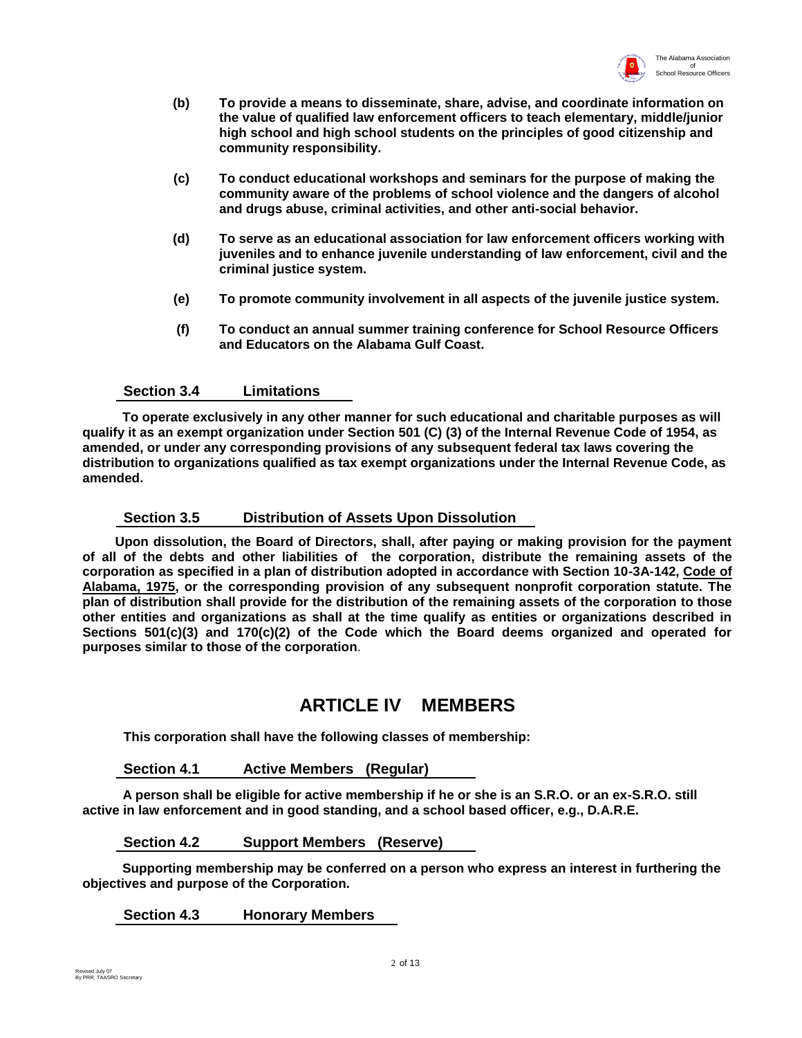**(b)** **To provide a means to disseminate, share, advise, and coordinate information on the value of qualified law enforcement officers to teach elementary, middle/junior high school and high school students on the principles of good citizenship and community responsibility.**

**(c)** **To conduct educational workshops and seminars for the purpose of making the community aware of the problems of school violence and the dangers of alcohol and drugs abuse, criminal activities, and other anti-social behavior.**

**(d)** **To serve as an educational association for law enforcement officers working with juveniles and to enhance juvenile understanding of law enforcement, civil and the criminal justice system.**

**(e)** **To promote community involvement in all aspects of the juvenile justice system.**

**(f)** **To conduct an annual summer training conference for School Resource Officers and Educators on the Alabama Gulf Coast.**

### Section 3.4 Limitations

**To operate exclusively in any other manner for such educational and charitable purposes as will qualify it as an exempt organization under Section 501 (C) (3) of the Internal Revenue Code of 1954, as amended, or under any corresponding provisions of any subsequent federal tax laws covering the distribution to organizations qualified as tax exempt organizations under the Internal Revenue Code, as amended.**

### Section 3.5 Distribution of Assets Upon Dissolution

**Upon dissolution, the Board of Directors, shall, after paying or making provision for the payment of all of the debts and other liabilities of the corporation, distribute the remaining assets of the corporation as specified in a plan of distribution adopted in accordance with Section 10-3A-142, Code of Alabama, 1975, or the corresponding provision of any subsequent nonprofit corporation statute. The plan of distribution shall provide for the distribution of the remaining assets of the corporation to those other entities and organizations as shall at the time qualify as entities or organizations described in Sections 501(c)(3) and 170(c)(2) of the Code which the Board deems organized and operated for purposes similar to those of the corporation**.

## ARTICLE IV MEMBERS

**This corporation shall have the following classes of membership:**

### Section 4.1 Active Members (Regular)

**A person shall be eligible for active membership if he or she is an S.R.O. or an ex-S.R.O. still active in law enforcement and in good standing, and a school based officer, e.g., D.A.R.E.**

### Section 4.2 Support Members (Reserve)

**Supporting membership may be conferred on a person who express an interest in furthering the objectives and purpose of the Corporation.**

### Section 4.3 Honorary Members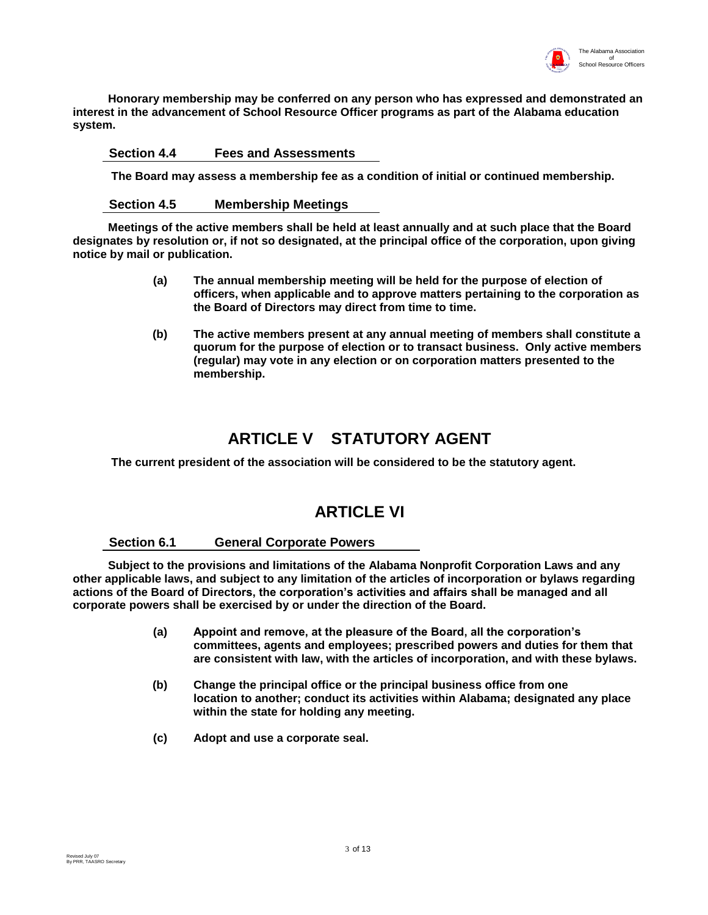**Honorary membership may be conferred on any person who has expressed and demonstrated an interest in the advancement of School Resource Officer programs as part of the Alabama education system.**

### Section 4.4 Fees and Assessments

**The Board may assess a membership fee as a condition of initial or continued membership.**

### Section 4.5 Membership Meetings

**Meetings of the active members shall be held at least annually and at such place that the Board designates by resolution or, if not so designated, at the principal office of the corporation, upon giving notice by mail or publication.**

- **(a) The annual membership meeting will be held for the purpose of election of officers, when applicable and to approve matters pertaining to the corporation as the Board of Directors may direct from time to time.**

- **(b) The active members present at any annual meeting of members shall constitute a quorum for the purpose of election or to transact business. Only active members (regular) may vote in any election or on corporation matters presented to the membership.**

## ARTICLE V STATUTORY AGENT

**The current president of the association will be considered to be the statutory agent.**

## ARTICLE VI

### Section 6.1 General Corporate Powers

**Subject to the provisions and limitations of the Alabama Nonprofit Corporation Laws and any other applicable laws, and subject to any limitation of the articles of incorporation or bylaws regarding actions of the Board of Directors, the corporation's activities and affairs shall be managed and all corporate powers shall be exercised by or under the direction of the Board.**

- **(a) Appoint and remove, at the pleasure of the Board, all the corporation's committees, agents and employees; prescribed powers and duties for them that are consistent with law, with the articles of incorporation, and with these bylaws.**

- **(b) Change the principal office or the principal business office from one location to another; conduct its activities within Alabama; designated any place within the state for holding any meeting.**

- **(c) Adopt and use a corporate seal.**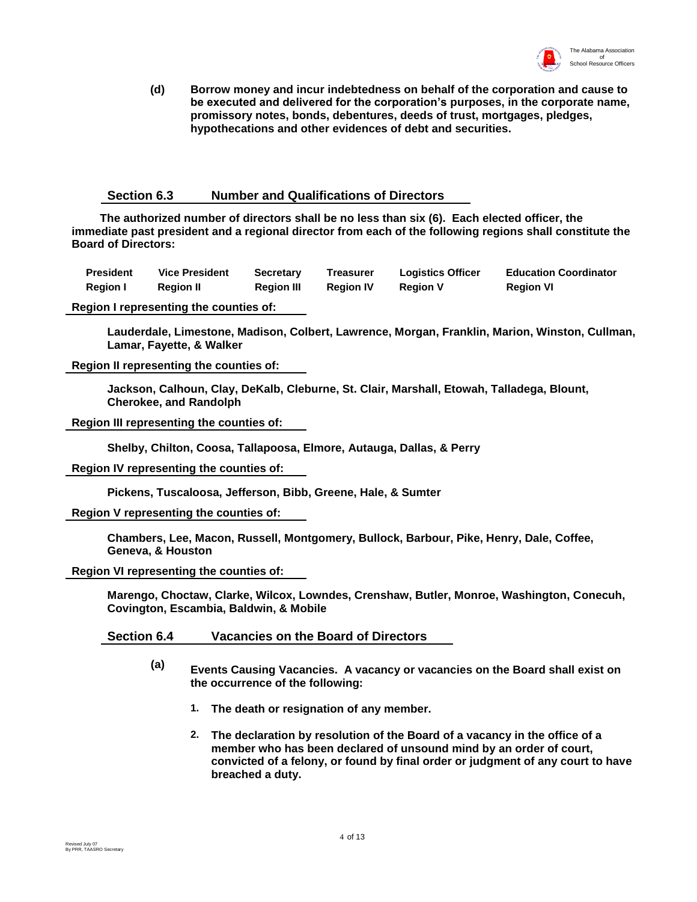**(d)** **Borrow money and incur indebtedness on behalf of the corporation and cause to be executed and delivered for the corporation's purposes, in the corporate name, promissory notes, bonds, debentures, deeds of trust, mortgages, pledges, hypothecations and other evidences of debt and securities.**

## Section 6.3 Number and Qualifications of Directors

**The authorized number of directors shall be no less than six (6). Each elected officer, the immediate past president and a regional director from each of the following regions shall constitute the Board of Directors:**

| **President** | **Vice President** | **Secretary** | **Treasurer** | **Logistics Officer** | **Education Coordinator** |
|---|---|---|---|---|---|
| **Region I** | **Region II** | **Region III** | **Region IV** | **Region V** | **Region VI** |

**Region I representing the counties of:**

**Lauderdale, Limestone, Madison, Colbert, Lawrence, Morgan, Franklin, Marion, Winston, Cullman, Lamar, Fayette, & Walker**

**Region II representing the counties of:**

**Jackson, Calhoun, Clay, DeKalb, Cleburne, St. Clair, Marshall, Etowah, Talladega, Blount, Cherokee, and Randolph**

**Region III representing the counties of:**

**Shelby, Chilton, Coosa, Tallapoosa, Elmore, Autauga, Dallas, & Perry**

**Region IV representing the counties of:**

**Pickens, Tuscaloosa, Jefferson, Bibb, Greene, Hale, & Sumter**

**Region V representing the counties of:**

**Chambers, Lee, Macon, Russell, Montgomery, Bullock, Barbour, Pike, Henry, Dale, Coffee, Geneva, & Houston**

**Region VI representing the counties of:**

**Marengo, Choctaw, Clarke, Wilcox, Lowndes, Crenshaw, Butler, Monroe, Washington, Conecuh, Covington, Escambia, Baldwin, & Mobile**

## Section 6.4 Vacancies on the Board of Directors

**(a)** **Events Causing Vacancies. A vacancy or vacancies on the Board shall exist on the occurrence of the following:**

1. **The death or resignation of any member.**

2. **The declaration by resolution of the Board of a vacancy in the office of a member who has been declared of unsound mind by an order of court, convicted of a felony, or found by final order or judgment of any court to have breached a duty.**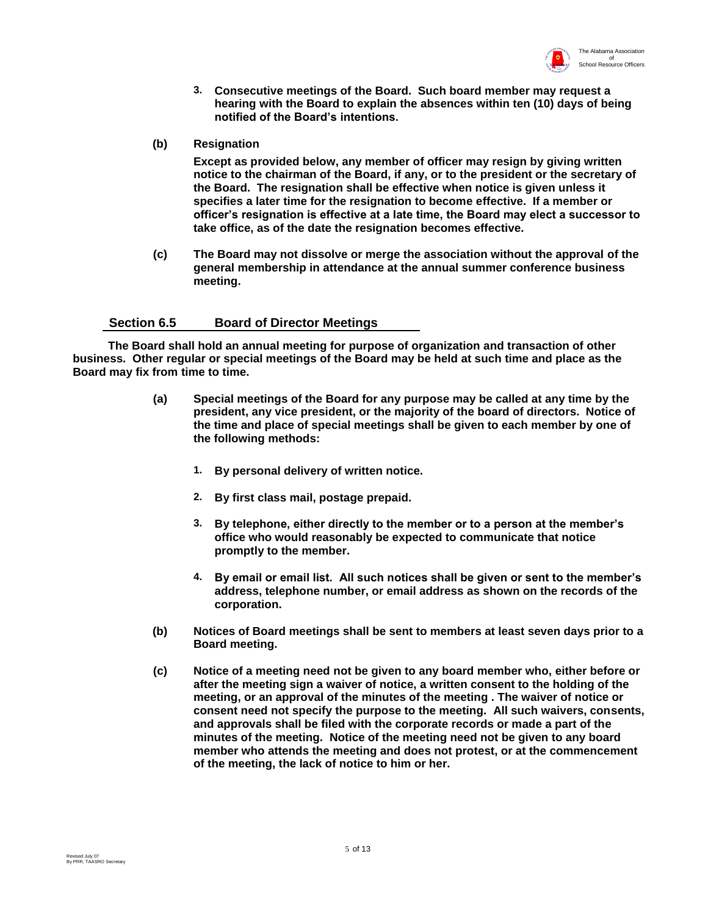3. **Consecutive meetings of the Board. Such board member may request a hearing with the Board to explain the absences within ten (10) days of being notified of the Board's intentions.**

**(b) Resignation**

**Except as provided below, any member of officer may resign by giving written notice to the chairman of the Board, if any, or to the president or the secretary of the Board. The resignation shall be effective when notice is given unless it specifies a later time for the resignation to become effective. If a member or officer's resignation is effective at a late time, the Board may elect a successor to take office, as of the date the resignation becomes effective.**

**(c) The Board may not dissolve or merge the association without the approval of the general membership in attendance at the annual summer conference business meeting.**

## Section 6.5 Board of Director Meetings

**The Board shall hold an annual meeting for purpose of organization and transaction of other business. Other regular or special meetings of the Board may be held at such time and place as the Board may fix from time to time.**

**(a) Special meetings of the Board for any purpose may be called at any time by the president, any vice president, or the majority of the board of directors. Notice of the time and place of special meetings shall be given to each member by one of the following methods:**

1. **By personal delivery of written notice.**
2. **By first class mail, postage prepaid.**
3. **By telephone, either directly to the member or to a person at the member's office who would reasonably be expected to communicate that notice promptly to the member.**
4. **By email or email list. All such notices shall be given or sent to the member's address, telephone number, or email address as shown on the records of the corporation.**

**(b) Notices of Board meetings shall be sent to members at least seven days prior to a Board meeting.**

**(c) Notice of a meeting need not be given to any board member who, either before or after the meeting sign a waiver of notice, a written consent to the holding of the meeting, or an approval of the minutes of the meeting . The waiver of notice or consent need not specify the purpose to the meeting. All such waivers, consents, and approvals shall be filed with the corporate records or made a part of the minutes of the meeting. Notice of the meeting need not be given to any board member who attends the meeting and does not protest, or at the commencement of the meeting, the lack of notice to him or her.**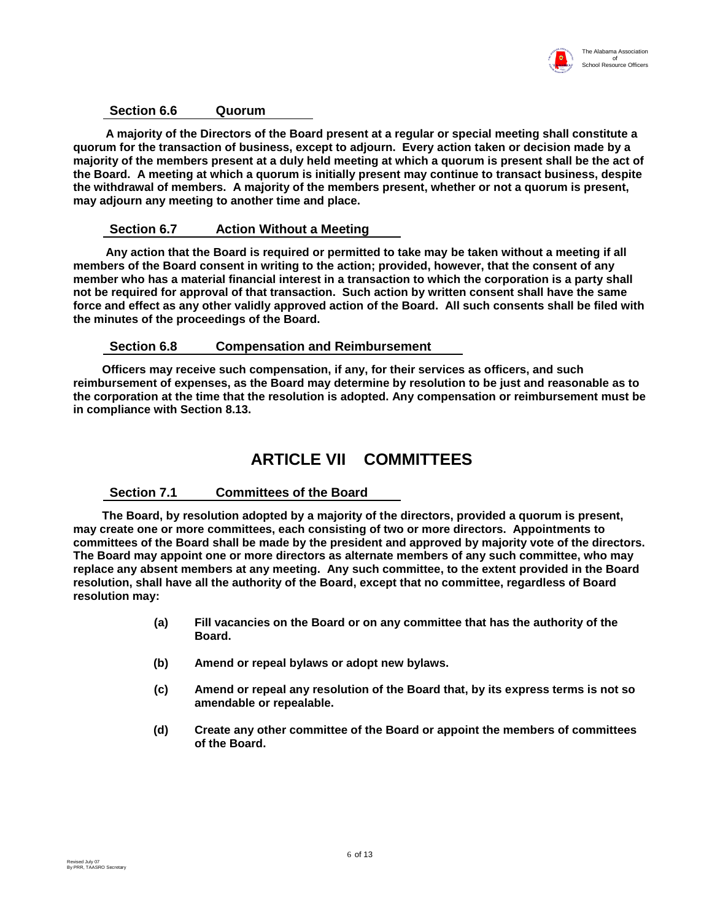### Section 6.6 Quorum

**A majority of the Directors of the Board present at a regular or special meeting shall constitute a quorum for the transaction of business, except to adjourn. Every action taken or decision made by a majority of the members present at a duly held meeting at which a quorum is present shall be the act of the Board. A meeting at which a quorum is initially present may continue to transact business, despite the withdrawal of members. A majority of the members present, whether or not a quorum is present, may adjourn any meeting to another time and place.**

### Section 6.7 Action Without a Meeting

**Any action that the Board is required or permitted to take may be taken without a meeting if all members of the Board consent in writing to the action; provided, however, that the consent of any member who has a material financial interest in a transaction to which the corporation is a party shall not be required for approval of that transaction. Such action by written consent shall have the same force and effect as any other validly approved action of the Board. All such consents shall be filed with the minutes of the proceedings of the Board.**

### Section 6.8 Compensation and Reimbursement

**Officers may receive such compensation, if any, for their services as officers, and such reimbursement of expenses, as the Board may determine by resolution to be just and reasonable as to the corporation at the time that the resolution is adopted. Any compensation or reimbursement must be in compliance with Section 8.13.**

## ARTICLE VII COMMITTEES

### Section 7.1 Committees of the Board

**The Board, by resolution adopted by a majority of the directors, provided a quorum is present, may create one or more committees, each consisting of two or more directors. Appointments to committees of the Board shall be made by the president and approved by majority vote of the directors. The Board may appoint one or more directors as alternate members of any such committee, who may replace any absent members at any meeting. Any such committee, to the extent provided in the Board resolution, shall have all the authority of the Board, except that no committee, regardless of Board resolution may:**

- **(a) Fill vacancies on the Board or on any committee that has the authority of the Board.**
- **(b) Amend or repeal bylaws or adopt new bylaws.**
- **(c) Amend or repeal any resolution of the Board that, by its express terms is not so amendable or repealable.**
- **(d) Create any other committee of the Board or appoint the members of committees of the Board.**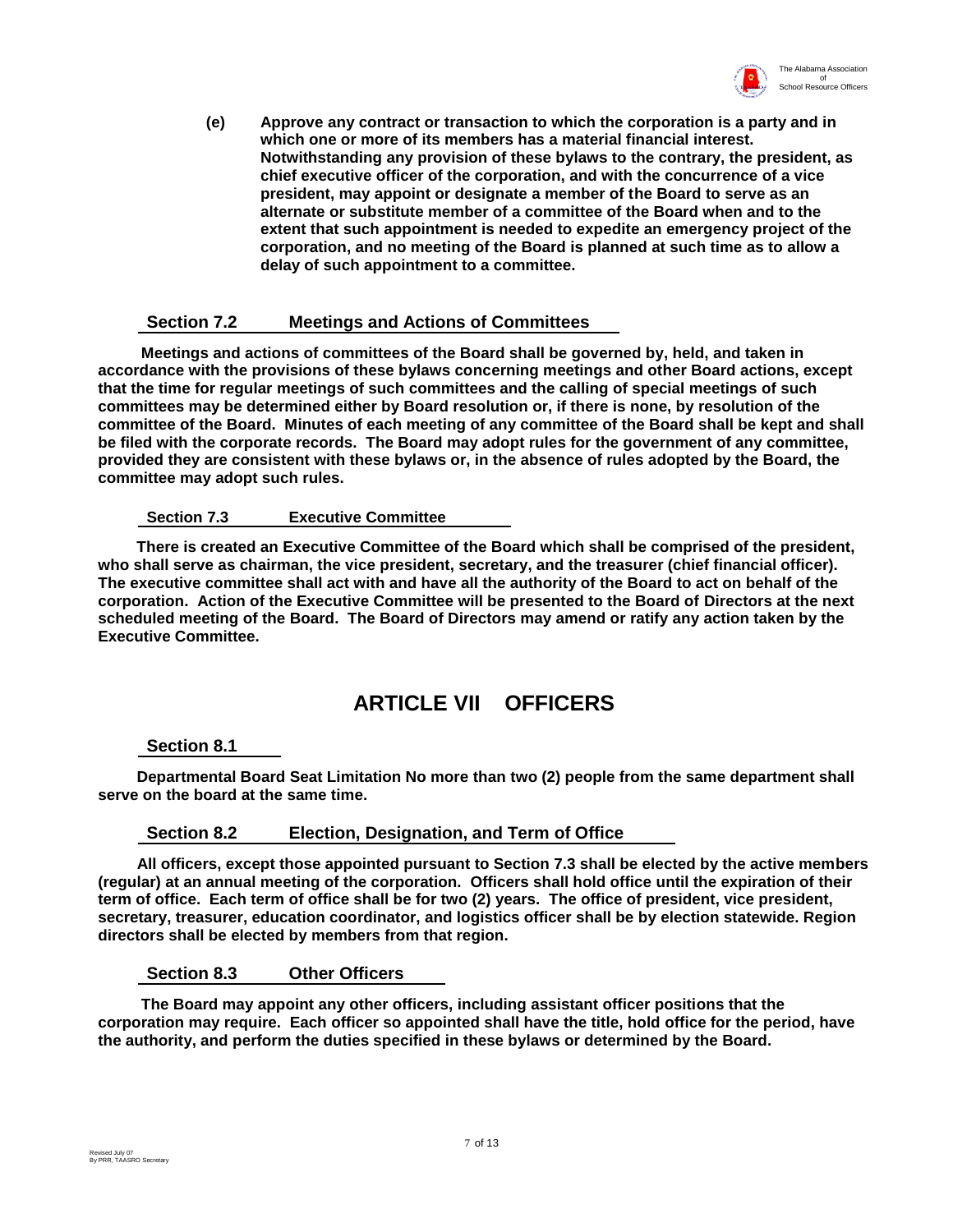**(e)** **Approve any contract or transaction to which the corporation is a party and in which one or more of its members has a material financial interest. Notwithstanding any provision of these bylaws to the contrary, the president, as chief executive officer of the corporation, and with the concurrence of a vice president, may appoint or designate a member of the Board to serve as an alternate or substitute member of a committee of the Board when and to the extent that such appointment is needed to expedite an emergency project of the corporation, and no meeting of the Board is planned at such time as to allow a delay of such appointment to a committee.**

### Section 7.2 Meetings and Actions of Committees

**Meetings and actions of committees of the Board shall be governed by, held, and taken in accordance with the provisions of these bylaws concerning meetings and other Board actions, except that the time for regular meetings of such committees and the calling of special meetings of such committees may be determined either by Board resolution or, if there is none, by resolution of the committee of the Board. Minutes of each meeting of any committee of the Board shall be kept and shall be filed with the corporate records. The Board may adopt rules for the government of any committee, provided they are consistent with these bylaws or, in the absence of rules adopted by the Board, the committee may adopt such rules.**

### Section 7.3 Executive Committee

**There is created an Executive Committee of the Board which shall be comprised of the president, who shall serve as chairman, the vice president, secretary, and the treasurer (chief financial officer). The executive committee shall act with and have all the authority of the Board to act on behalf of the corporation. Action of the Executive Committee will be presented to the Board of Directors at the next scheduled meeting of the Board. The Board of Directors may amend or ratify any action taken by the Executive Committee.**

# ARTICLE VII OFFICERS

### Section 8.1

**Departmental Board Seat Limitation No more than two (2) people from the same department shall serve on the board at the same time.**

### Section 8.2 Election, Designation, and Term of Office

**All officers, except those appointed pursuant to Section 7.3 shall be elected by the active members (regular) at an annual meeting of the corporation. Officers shall hold office until the expiration of their term of office. Each term of office shall be for two (2) years. The office of president, vice president, secretary, treasurer, education coordinator, and logistics officer shall be by election statewide. Region directors shall be elected by members from that region.**

### Section 8.3 Other Officers

**The Board may appoint any other officers, including assistant officer positions that the corporation may require. Each officer so appointed shall have the title, hold office for the period, have the authority, and perform the duties specified in these bylaws or determined by the Board.**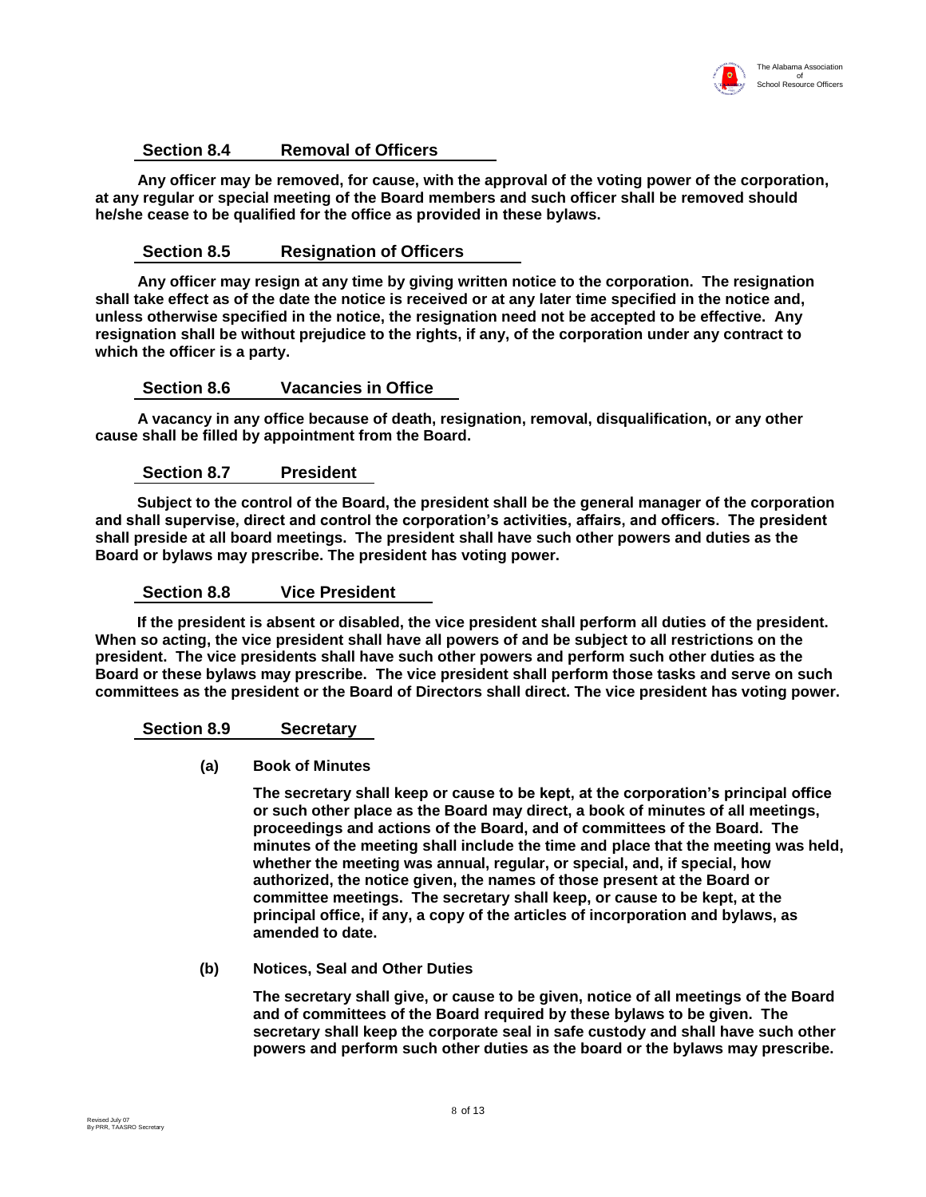### Section 8.4 Removal of Officers

**Any officer may be removed, for cause, with the approval of the voting power of the corporation, at any regular or special meeting of the Board members and such officer shall be removed should he/she cease to be qualified for the office as provided in these bylaws.**

### Section 8.5 Resignation of Officers

**Any officer may resign at any time by giving written notice to the corporation. The resignation shall take effect as of the date the notice is received or at any later time specified in the notice and, unless otherwise specified in the notice, the resignation need not be accepted to be effective. Any resignation shall be without prejudice to the rights, if any, of the corporation under any contract to which the officer is a party.**

### Section 8.6 Vacancies in Office

**A vacancy in any office because of death, resignation, removal, disqualification, or any other cause shall be filled by appointment from the Board.**

### Section 8.7 President

**Subject to the control of the Board, the president shall be the general manager of the corporation and shall supervise, direct and control the corporation's activities, affairs, and officers. The president shall preside at all board meetings. The president shall have such other powers and duties as the Board or bylaws may prescribe. The president has voting power.**

### Section 8.8 Vice President

**If the president is absent or disabled, the vice president shall perform all duties of the president. When so acting, the vice president shall have all powers of and be subject to all restrictions on the president. The vice presidents shall have such other powers and perform such other duties as the Board or these bylaws may prescribe. The vice president shall perform those tasks and serve on such committees as the president or the Board of Directors shall direct. The vice president has voting power.**

### Section 8.9 Secretary

**(a) Book of Minutes**

**The secretary shall keep or cause to be kept, at the corporation's principal office or such other place as the Board may direct, a book of minutes of all meetings, proceedings and actions of the Board, and of committees of the Board. The minutes of the meeting shall include the time and place that the meeting was held, whether the meeting was annual, regular, or special, and, if special, how authorized, the notice given, the names of those present at the Board or committee meetings. The secretary shall keep, or cause to be kept, at the principal office, if any, a copy of the articles of incorporation and bylaws, as amended to date.**

**(b) Notices, Seal and Other Duties**

**The secretary shall give, or cause to be given, notice of all meetings of the Board and of committees of the Board required by these bylaws to be given. The secretary shall keep the corporate seal in safe custody and shall have such other powers and perform such other duties as the board or the bylaws may prescribe.**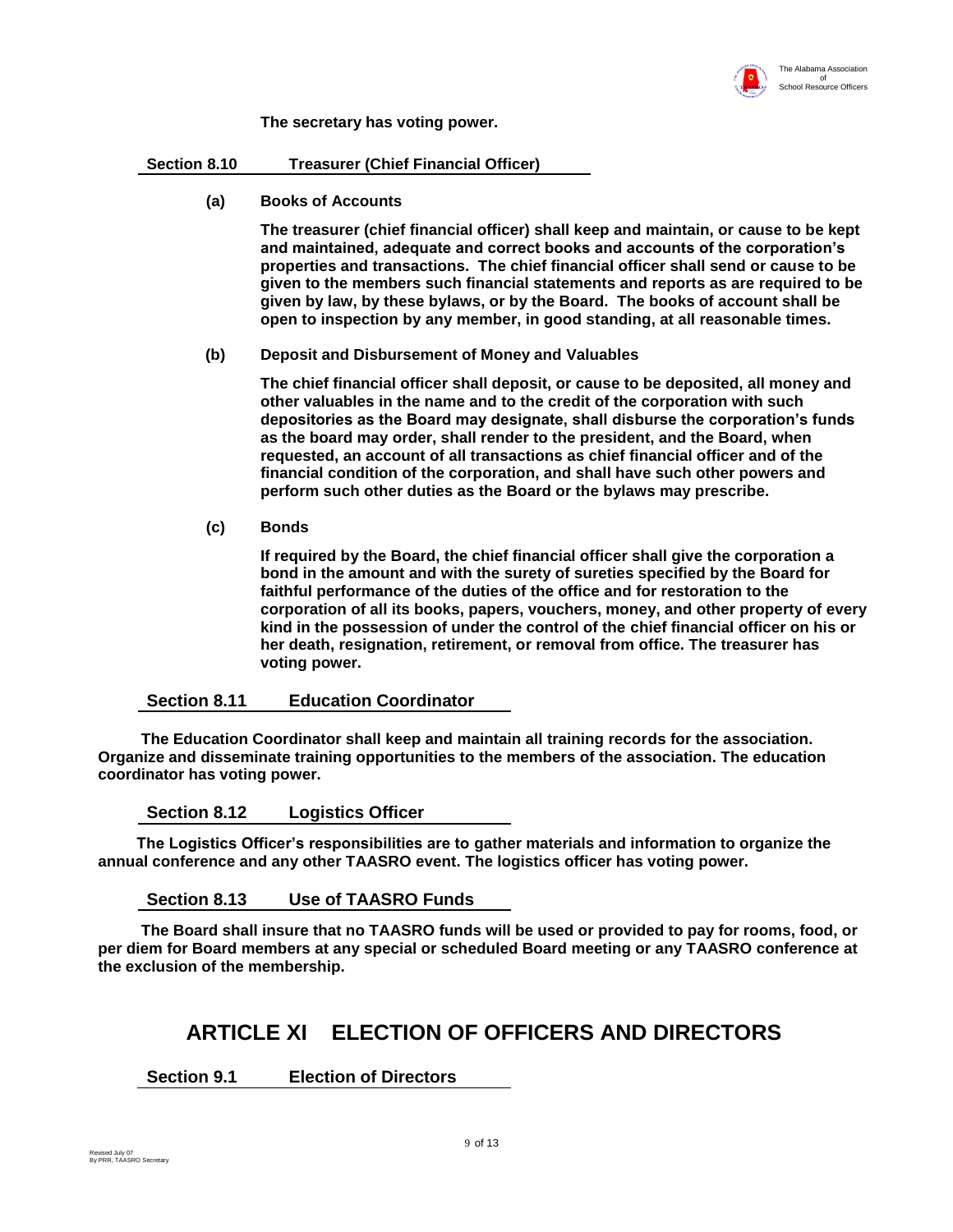**The secretary has voting power.**

### Section 8.10 Treasurer (Chief Financial Officer)

**(a) Books of Accounts**

**The treasurer (chief financial officer) shall keep and maintain, or cause to be kept and maintained, adequate and correct books and accounts of the corporation's properties and transactions. The chief financial officer shall send or cause to be given to the members such financial statements and reports as are required to be given by law, by these bylaws, or by the Board. The books of account shall be open to inspection by any member, in good standing, at all reasonable times.**

**(b) Deposit and Disbursement of Money and Valuables**

**The chief financial officer shall deposit, or cause to be deposited, all money and other valuables in the name and to the credit of the corporation with such depositories as the Board may designate, shall disburse the corporation's funds as the board may order, shall render to the president, and the Board, when requested, an account of all transactions as chief financial officer and of the financial condition of the corporation, and shall have such other powers and perform such other duties as the Board or the bylaws may prescribe.**

**(c) Bonds**

**If required by the Board, the chief financial officer shall give the corporation a bond in the amount and with the surety of sureties specified by the Board for faithful performance of the duties of the office and for restoration to the corporation of all its books, papers, vouchers, money, and other property of every kind in the possession of under the control of the chief financial officer on his or her death, resignation, retirement, or removal from office. The treasurer has voting power.**

### Section 8.11 Education Coordinator

**The Education Coordinator shall keep and maintain all training records for the association. Organize and disseminate training opportunities to the members of the association. The education coordinator has voting power.**

### Section 8.12 Logistics Officer

**The Logistics Officer's responsibilities are to gather materials and information to organize the annual conference and any other TAASRO event. The logistics officer has voting power.**

### Section 8.13 Use of TAASRO Funds

**The Board shall insure that no TAASRO funds will be used or provided to pay for rooms, food, or per diem for Board members at any special or scheduled Board meeting or any TAASRO conference at the exclusion of the membership.**

## ARTICLE XI ELECTION OF OFFICERS AND DIRECTORS

### Section 9.1 Election of Directors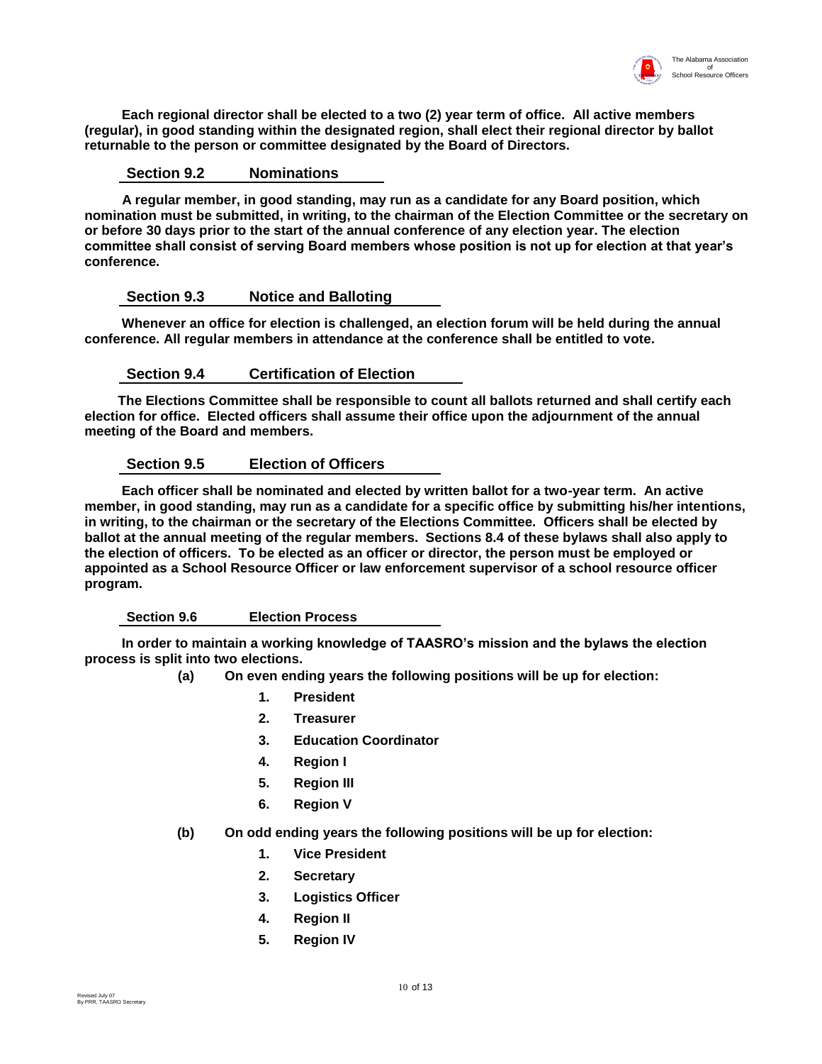Each regional director shall be elected to a two (2) year term of office. All active members (regular), in good standing within the designated region, shall elect their regional director by ballot returnable to the person or committee designated by the Board of Directors.

### Section 9.2 Nominations

A regular member, in good standing, may run as a candidate for any Board position, which nomination must be submitted, in writing, to the chairman of the Election Committee or the secretary on or before 30 days prior to the start of the annual conference of any election year. The election committee shall consist of serving Board members whose position is not up for election at that year's conference.

### Section 9.3 Notice and Balloting

Whenever an office for election is challenged, an election forum will be held during the annual conference. All regular members in attendance at the conference shall be entitled to vote.

### Section 9.4 Certification of Election

The Elections Committee shall be responsible to count all ballots returned and shall certify each election for office. Elected officers shall assume their office upon the adjournment of the annual meeting of the Board and members.

### Section 9.5 Election of Officers

Each officer shall be nominated and elected by written ballot for a two-year term. An active member, in good standing, may run as a candidate for a specific office by submitting his/her intentions, in writing, to the chairman or the secretary of the Elections Committee. Officers shall be elected by ballot at the annual meeting of the regular members. Sections 8.4 of these bylaws shall also apply to the election of officers. To be elected as an officer or director, the person must be employed or appointed as a School Resource Officer or law enforcement supervisor of a school resource officer program.

### Section 9.6 Election Process

In order to maintain a working knowledge of TAASRO's mission and the bylaws the election process is split into two elections.

(a) On even ending years the following positions will be up for election:

1. President
2. Treasurer
3. Education Coordinator
4. Region I
5. Region III
6. Region V

(b) On odd ending years the following positions will be up for election:

1. Vice President
2. Secretary
3. Logistics Officer
4. Region II
5. Region IV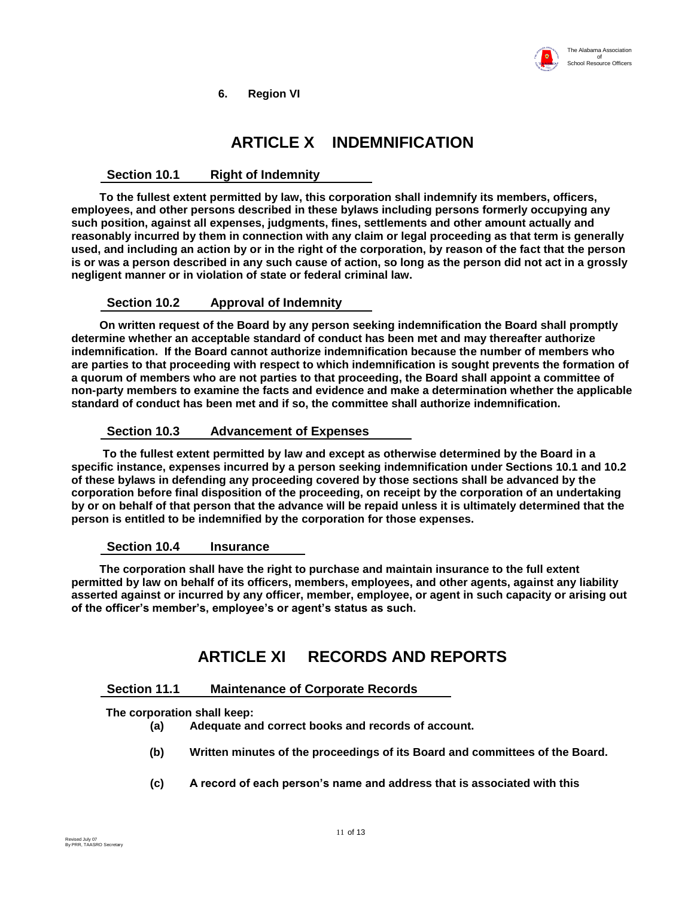**6. Region VI**

# ARTICLE X INDEMNIFICATION

## Section 10.1 Right of Indemnity

**To the fullest extent permitted by law, this corporation shall indemnify its members, officers, employees, and other persons described in these bylaws including persons formerly occupying any such position, against all expenses, judgments, fines, settlements and other amount actually and reasonably incurred by them in connection with any claim or legal proceeding as that term is generally used, and including an action by or in the right of the corporation, by reason of the fact that the person is or was a person described in any such cause of action, so long as the person did not act in a grossly negligent manner or in violation of state or federal criminal law.**

## Section 10.2 Approval of Indemnity

**On written request of the Board by any person seeking indemnification the Board shall promptly determine whether an acceptable standard of conduct has been met and may thereafter authorize indemnification. If the Board cannot authorize indemnification because the number of members who are parties to that proceeding with respect to which indemnification is sought prevents the formation of a quorum of members who are not parties to that proceeding, the Board shall appoint a committee of non-party members to examine the facts and evidence and make a determination whether the applicable standard of conduct has been met and if so, the committee shall authorize indemnification.**

## Section 10.3 Advancement of Expenses

**To the fullest extent permitted by law and except as otherwise determined by the Board in a specific instance, expenses incurred by a person seeking indemnification under Sections 10.1 and 10.2 of these bylaws in defending any proceeding covered by those sections shall be advanced by the corporation before final disposition of the proceeding, on receipt by the corporation of an undertaking by or on behalf of that person that the advance will be repaid unless it is ultimately determined that the person is entitled to be indemnified by the corporation for those expenses.**

## Section 10.4 Insurance

**The corporation shall have the right to purchase and maintain insurance to the full extent permitted by law on behalf of its officers, members, employees, and other agents, against any liability asserted against or incurred by any officer, member, employee, or agent in such capacity or arising out of the officer's member's, employee's or agent's status as such.**

# ARTICLE XI RECORDS AND REPORTS

## Section 11.1 Maintenance of Corporate Records

**The corporation shall keep:**

**(a) Adequate and correct books and records of account.**

**(b) Written minutes of the proceedings of its Board and committees of the Board.**

**(c) A record of each person's name and address that is associated with this**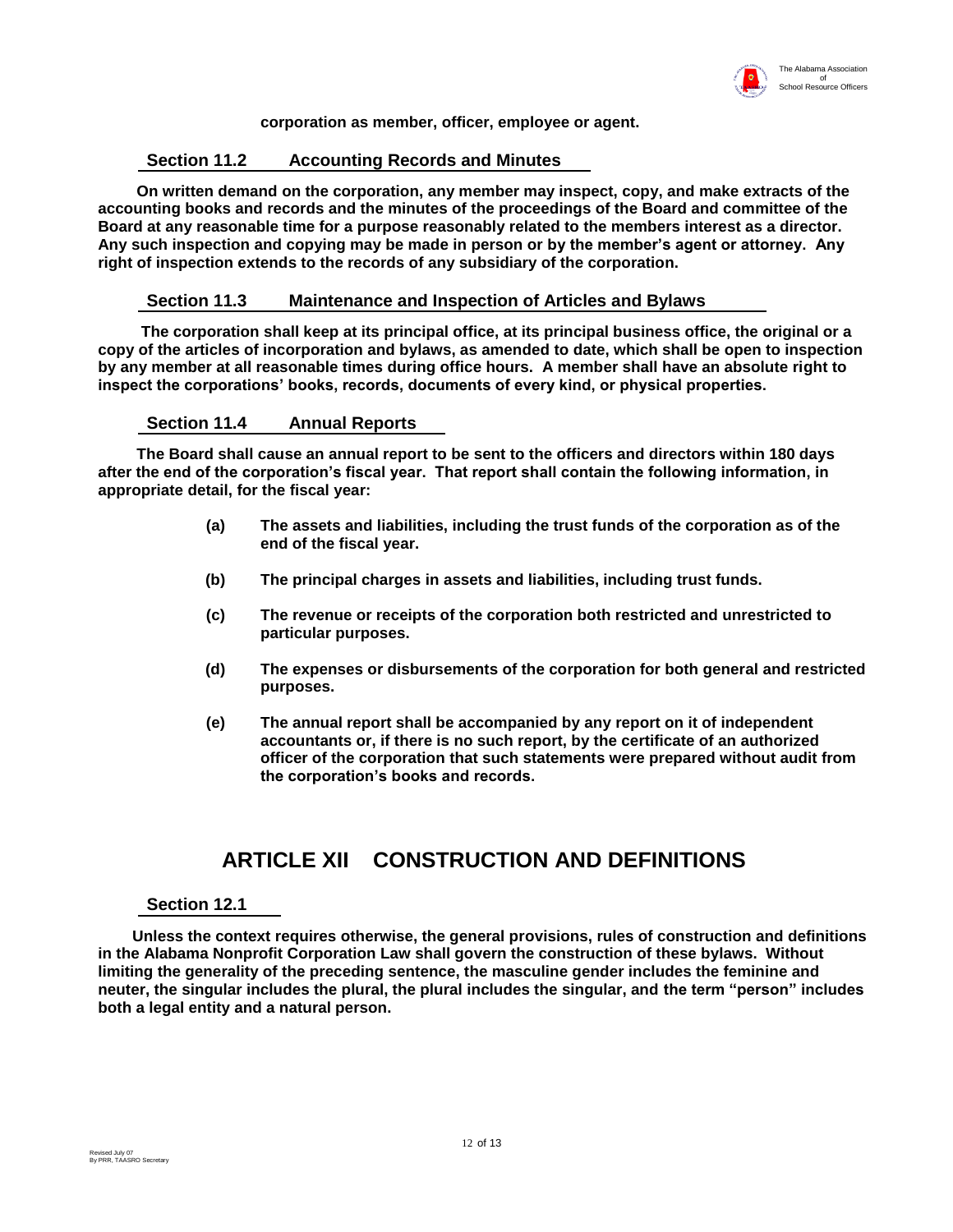**corporation as member, officer, employee or agent.**

### Section 11.2 Accounting Records and Minutes

**On written demand on the corporation, any member may inspect, copy, and make extracts of the accounting books and records and the minutes of the proceedings of the Board and committee of the Board at any reasonable time for a purpose reasonably related to the members interest as a director. Any such inspection and copying may be made in person or by the member's agent or attorney. Any right of inspection extends to the records of any subsidiary of the corporation.**

### Section 11.3 Maintenance and Inspection of Articles and Bylaws

**The corporation shall keep at its principal office, at its principal business office, the original or a copy of the articles of incorporation and bylaws, as amended to date, which shall be open to inspection by any member at all reasonable times during office hours. A member shall have an absolute right to inspect the corporations' books, records, documents of every kind, or physical properties.**

### Section 11.4 Annual Reports

**The Board shall cause an annual report to be sent to the officers and directors within 180 days after the end of the corporation's fiscal year. That report shall contain the following information, in appropriate detail, for the fiscal year:**

- **(a) The assets and liabilities, including the trust funds of the corporation as of the end of the fiscal year.**
- **(b) The principal charges in assets and liabilities, including trust funds.**
- **(c) The revenue or receipts of the corporation both restricted and unrestricted to particular purposes.**
- **(d) The expenses or disbursements of the corporation for both general and restricted purposes.**
- **(e) The annual report shall be accompanied by any report on it of independent accountants or, if there is no such report, by the certificate of an authorized officer of the corporation that such statements were prepared without audit from the corporation's books and records.**

## ARTICLE XII CONSTRUCTION AND DEFINITIONS

### Section 12.1

**Unless the context requires otherwise, the general provisions, rules of construction and definitions in the Alabama Nonprofit Corporation Law shall govern the construction of these bylaws. Without limiting the generality of the preceding sentence, the masculine gender includes the feminine and neuter, the singular includes the plural, the plural includes the singular, and the term "person" includes both a legal entity and a natural person.**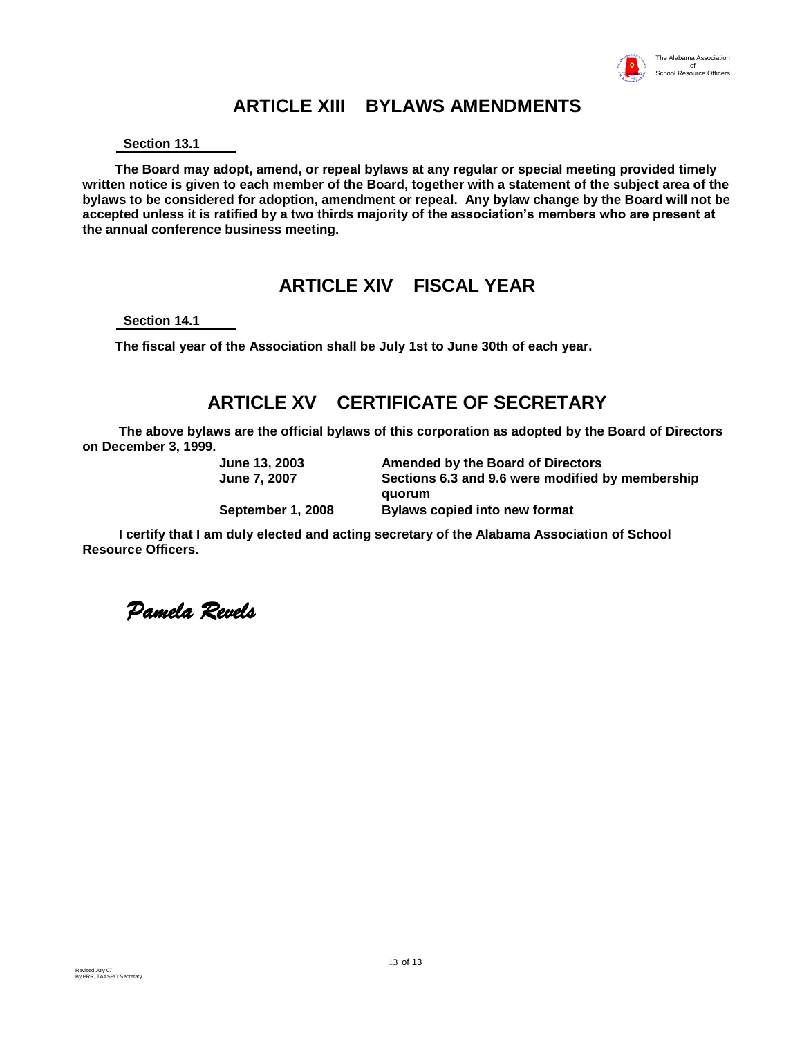## ARTICLE XIII BYLAWS AMENDMENTS

**Section 13.1**

**The Board may adopt, amend, or repeal bylaws at any regular or special meeting provided timely written notice is given to each member of the Board, together with a statement of the subject area of the bylaws to be considered for adoption, amendment or repeal. Any bylaw change by the Board will not be accepted unless it is ratified by a two thirds majority of the association's members who are present at the annual conference business meeting.**

## ARTICLE XIV FISCAL YEAR

**Section 14.1**

**The fiscal year of the Association shall be July 1st to June 30th of each year.**

## ARTICLE XV CERTIFICATE OF SECRETARY

**The above bylaws are the official bylaws of this corporation as adopted by the Board of Directors on December 3, 1999.**

| | |
|---|---|
| **June 13, 2003** | **Amended by the Board of Directors** |
| **June 7, 2007** | **Sections 6.3 and 9.6 were modified by membership quorum** |
| **September 1, 2008** | **Bylaws copied into new format** |

**I certify that I am duly elected and acting secretary of the Alabama Association of School Resource Officers.**

*Pamela Revels*

Revised July 07
By PRR, TAASRO Secretary